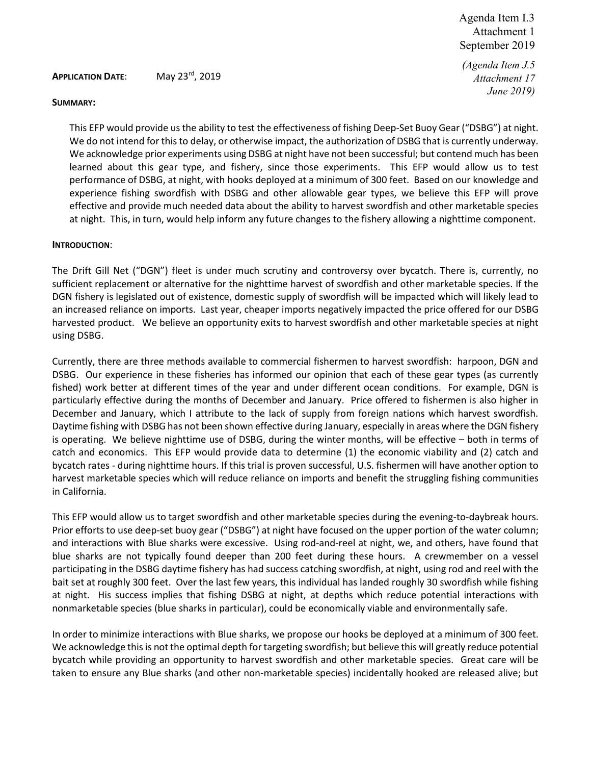Agenda Item I.3
Attachment 1
September 2019

*(Agenda Item J.5
Attachment 17
June 2019)*

**APPLICATION DATE**: May 23rd, 2019

**SUMMARY:**

This EFP would provide us the ability to test the effectiveness of fishing Deep-Set Buoy Gear ("DSBG") at night. We do not intend for this to delay, or otherwise impact, the authorization of DSBG that is currently underway. We acknowledge prior experiments using DSBG at night have not been successful; but contend much has been learned about this gear type, and fishery, since those experiments. This EFP would allow us to test performance of DSBG, at night, with hooks deployed at a minimum of 300 feet. Based on our knowledge and experience fishing swordfish with DSBG and other allowable gear types, we believe this EFP will prove effective and provide much needed data about the ability to harvest swordfish and other marketable species at night. This, in turn, would help inform any future changes to the fishery allowing a nighttime component.

**INTRODUCTION**:

The Drift Gill Net ("DGN") fleet is under much scrutiny and controversy over bycatch. There is, currently, no sufficient replacement or alternative for the nighttime harvest of swordfish and other marketable species. If the DGN fishery is legislated out of existence, domestic supply of swordfish will be impacted which will likely lead to an increased reliance on imports. Last year, cheaper imports negatively impacted the price offered for our DSBG harvested product. We believe an opportunity exits to harvest swordfish and other marketable species at night using DSBG.

Currently, there are three methods available to commercial fishermen to harvest swordfish: harpoon, DGN and DSBG. Our experience in these fisheries has informed our opinion that each of these gear types (as currently fished) work better at different times of the year and under different ocean conditions. For example, DGN is particularly effective during the months of December and January. Price offered to fishermen is also higher in December and January, which I attribute to the lack of supply from foreign nations which harvest swordfish. Daytime fishing with DSBG has not been shown effective during January, especially in areas where the DGN fishery is operating. We believe nighttime use of DSBG, during the winter months, will be effective – both in terms of catch and economics. This EFP would provide data to determine (1) the economic viability and (2) catch and bycatch rates - during nighttime hours. If this trial is proven successful, U.S. fishermen will have another option to harvest marketable species which will reduce reliance on imports and benefit the struggling fishing communities in California.

This EFP would allow us to target swordfish and other marketable species during the evening-to-daybreak hours. Prior efforts to use deep-set buoy gear ("DSBG") at night have focused on the upper portion of the water column; and interactions with Blue sharks were excessive. Using rod-and-reel at night, we, and others, have found that blue sharks are not typically found deeper than 200 feet during these hours. A crewmember on a vessel participating in the DSBG daytime fishery has had success catching swordfish, at night, using rod and reel with the bait set at roughly 300 feet. Over the last few years, this individual has landed roughly 30 swordfish while fishing at night. His success implies that fishing DSBG at night, at depths which reduce potential interactions with nonmarketable species (blue sharks in particular), could be economically viable and environmentally safe.

In order to minimize interactions with Blue sharks, we propose our hooks be deployed at a minimum of 300 feet. We acknowledge this is not the optimal depth for targeting swordfish; but believe this will greatly reduce potential bycatch while providing an opportunity to harvest swordfish and other marketable species. Great care will be taken to ensure any Blue sharks (and other non-marketable species) incidentally hooked are released alive; but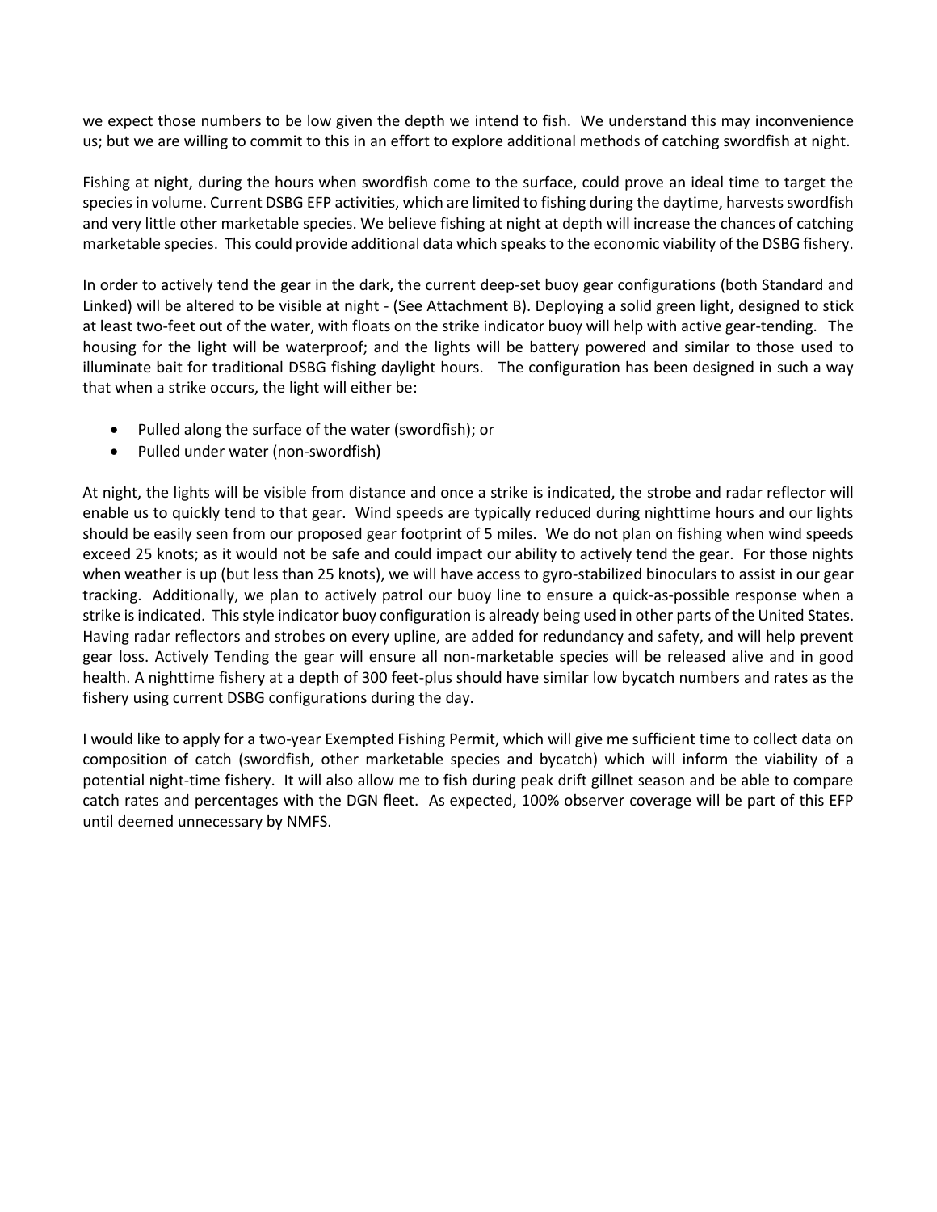we expect those numbers to be low given the depth we intend to fish. We understand this may inconvenience us; but we are willing to commit to this in an effort to explore additional methods of catching swordfish at night.

Fishing at night, during the hours when swordfish come to the surface, could prove an ideal time to target the species in volume. Current DSBG EFP activities, which are limited to fishing during the daytime, harvests swordfish and very little other marketable species. We believe fishing at night at depth will increase the chances of catching marketable species. This could provide additional data which speaks to the economic viability of the DSBG fishery.

In order to actively tend the gear in the dark, the current deep-set buoy gear configurations (both Standard and Linked) will be altered to be visible at night - (See Attachment B). Deploying a solid green light, designed to stick at least two-feet out of the water, with floats on the strike indicator buoy will help with active gear-tending. The housing for the light will be waterproof; and the lights will be battery powered and similar to those used to illuminate bait for traditional DSBG fishing daylight hours. The configuration has been designed in such a way that when a strike occurs, the light will either be:

- Pulled along the surface of the water (swordfish); or
- Pulled under water (non-swordfish)

At night, the lights will be visible from distance and once a strike is indicated, the strobe and radar reflector will enable us to quickly tend to that gear. Wind speeds are typically reduced during nighttime hours and our lights should be easily seen from our proposed gear footprint of 5 miles. We do not plan on fishing when wind speeds exceed 25 knots; as it would not be safe and could impact our ability to actively tend the gear. For those nights when weather is up (but less than 25 knots), we will have access to gyro-stabilized binoculars to assist in our gear tracking. Additionally, we plan to actively patrol our buoy line to ensure a quick-as-possible response when a strike is indicated. This style indicator buoy configuration is already being used in other parts of the United States. Having radar reflectors and strobes on every upline, are added for redundancy and safety, and will help prevent gear loss. Actively Tending the gear will ensure all non-marketable species will be released alive and in good health. A nighttime fishery at a depth of 300 feet-plus should have similar low bycatch numbers and rates as the fishery using current DSBG configurations during the day.

I would like to apply for a two-year Exempted Fishing Permit, which will give me sufficient time to collect data on composition of catch (swordfish, other marketable species and bycatch) which will inform the viability of a potential night-time fishery. It will also allow me to fish during peak drift gillnet season and be able to compare catch rates and percentages with the DGN fleet. As expected, 100% observer coverage will be part of this EFP until deemed unnecessary by NMFS.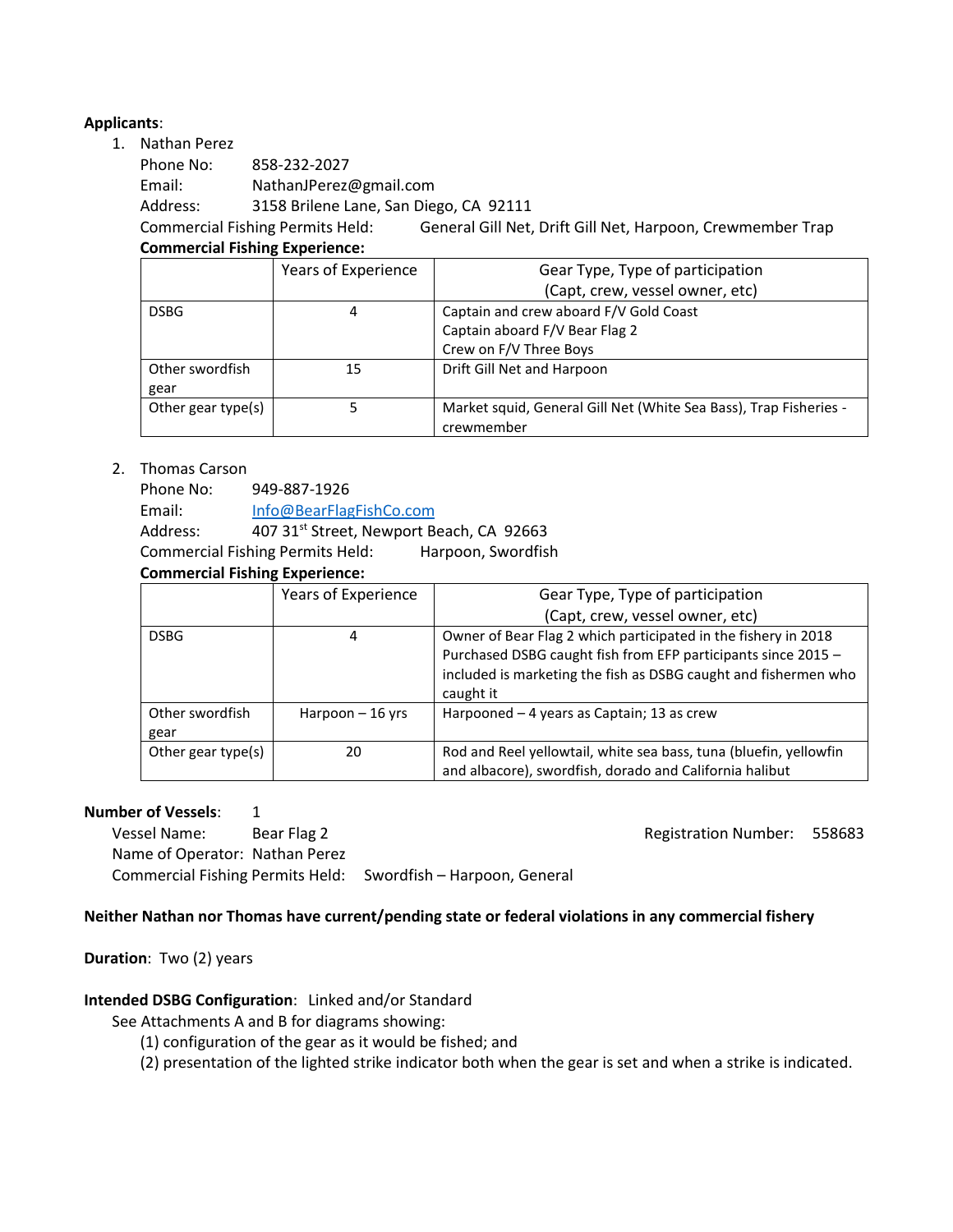**Applicants**:

1. Nathan Perez

   Phone No: 858-232-2027

   Email: NathanJPerez@gmail.com

   Address: 3158 Brilene Lane, San Diego, CA 92111

   Commercial Fishing Permits Held: General Gill Net, Drift Gill Net, Harpoon, Crewmember Trap

   **Commercial Fishing Experience:**

| | Years of Experience | Gear Type, Type of participation (Capt, crew, vessel owner, etc) |
|---|---|---|
| DSBG | 4 | Captain and crew aboard F/V Gold Coast<br>Captain aboard F/V Bear Flag 2<br>Crew on F/V Three Boys |
| Other swordfish gear | 15 | Drift Gill Net and Harpoon |
| Other gear type(s) | 5 | Market squid, General Gill Net (White Sea Bass), Trap Fisheries - crewmember |

2. Thomas Carson

   Phone No: 949-887-1926

   Email: Info@BearFlagFishCo.com

   Address: 407 31st Street, Newport Beach, CA 92663

   Commercial Fishing Permits Held: Harpoon, Swordfish

   **Commercial Fishing Experience:**

| | Years of Experience | Gear Type, Type of participation (Capt, crew, vessel owner, etc) |
|---|---|---|
| DSBG | 4 | Owner of Bear Flag 2 which participated in the fishery in 2018<br>Purchased DSBG caught fish from EFP participants since 2015 – included is marketing the fish as DSBG caught and fishermen who caught it |
| Other swordfish gear | Harpoon – 16 yrs | Harpooned – 4 years as Captain; 13 as crew |
| Other gear type(s) | 20 | Rod and Reel yellowtail, white sea bass, tuna (bluefin, yellowfin and albacore), swordfish, dorado and California halibut |

**Number of Vessels**: 1

Vessel Name: Bear Flag 2 — Registration Number: 558683

Name of Operator: Nathan Perez

Commercial Fishing Permits Held: Swordfish – Harpoon, General

**Neither Nathan nor Thomas have current/pending state or federal violations in any commercial fishery**

**Duration**: Two (2) years

**Intended DSBG Configuration**: Linked and/or Standard

See Attachments A and B for diagrams showing:

(1) configuration of the gear as it would be fished; and

(2) presentation of the lighted strike indicator both when the gear is set and when a strike is indicated.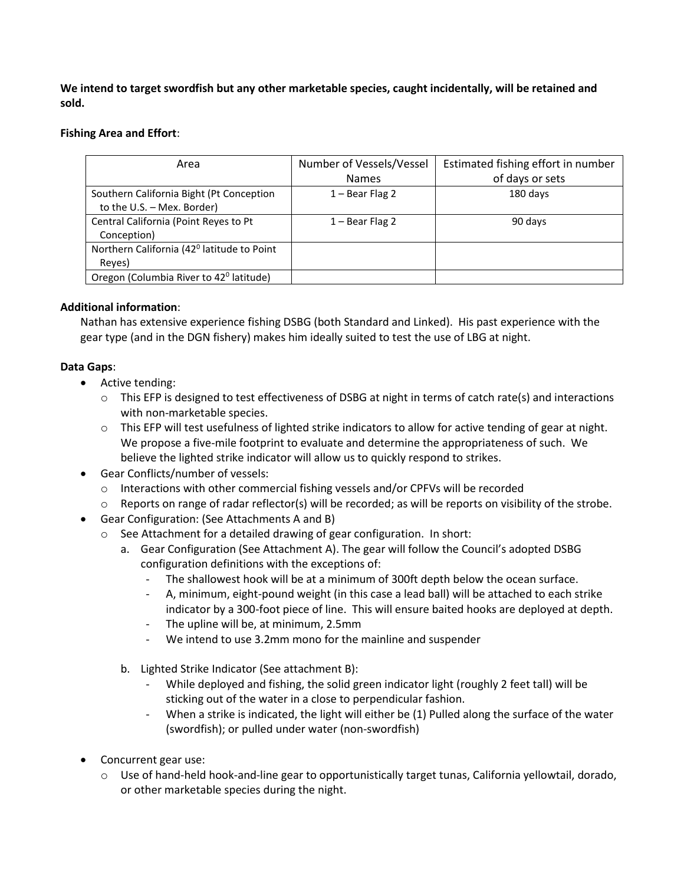**We intend to target swordfish but any other marketable species, caught incidentally, will be retained and sold.**

**Fishing Area and Effort**:

| Area | Number of Vessels/Vessel Names | Estimated fishing effort in number of days or sets |
|---|---|---|
| Southern California Bight (Pt Conception to the U.S. – Mex. Border) | 1 – Bear Flag 2 | 180 days |
| Central California (Point Reyes to Pt Conception) | 1 – Bear Flag 2 | 90 days |
| Northern California (42$^0$ latitude to Point Reyes) | | |
| Oregon (Columbia River to 42$^0$ latitude) | | |

**Additional information**:

Nathan has extensive experience fishing DSBG (both Standard and Linked). His past experience with the gear type (and in the DGN fishery) makes him ideally suited to test the use of LBG at night.

**Data Gaps**:

- Active tending:
  - This EFP is designed to test effectiveness of DSBG at night in terms of catch rate(s) and interactions with non-marketable species.
  - This EFP will test usefulness of lighted strike indicators to allow for active tending of gear at night. We propose a five-mile footprint to evaluate and determine the appropriateness of such. We believe the lighted strike indicator will allow us to quickly respond to strikes.
- Gear Conflicts/number of vessels:
  - Interactions with other commercial fishing vessels and/or CPFVs will be recorded
  - Reports on range of radar reflector(s) will be recorded; as will be reports on visibility of the strobe.
- Gear Configuration: (See Attachments A and B)
  - See Attachment for a detailed drawing of gear configuration. In short:
    a. Gear Configuration (See Attachment A). The gear will follow the Council's adopted DSBG configuration definitions with the exceptions of:
       - The shallowest hook will be at a minimum of 300ft depth below the ocean surface.
       - A, minimum, eight-pound weight (in this case a lead ball) will be attached to each strike indicator by a 300-foot piece of line. This will ensure baited hooks are deployed at depth.
       - The upline will be, at minimum, 2.5mm
       - We intend to use 3.2mm mono for the mainline and suspender

    b. Lighted Strike Indicator (See attachment B):
       - While deployed and fishing, the solid green indicator light (roughly 2 feet tall) will be sticking out of the water in a close to perpendicular fashion.
       - When a strike is indicated, the light will either be (1) Pulled along the surface of the water (swordfish); or pulled under water (non-swordfish)

- Concurrent gear use:
  - Use of hand-held hook-and-line gear to opportunistically target tunas, California yellowtail, dorado, or other marketable species during the night.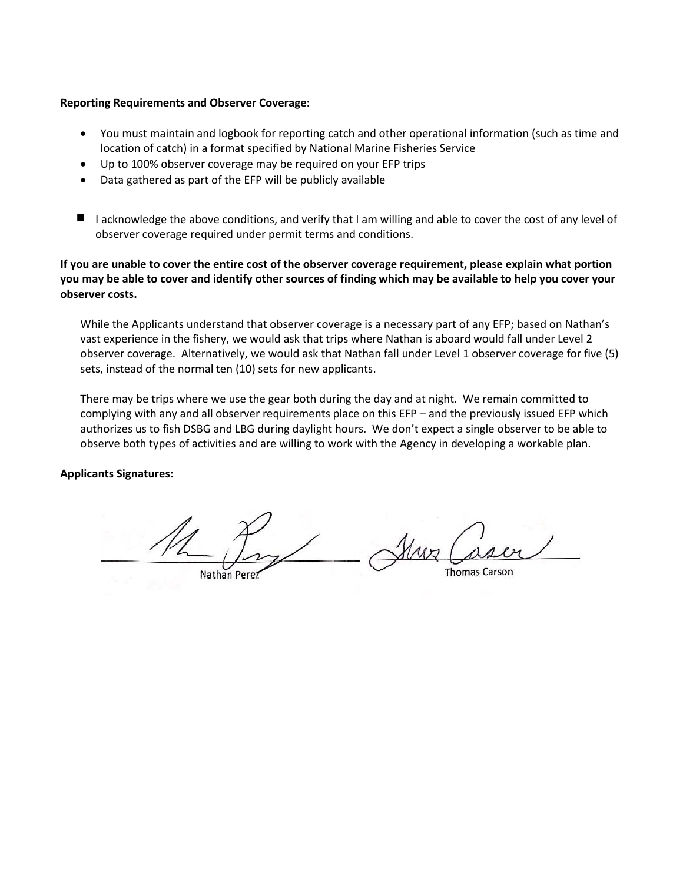**Reporting Requirements and Observer Coverage:**

- You must maintain and logbook for reporting catch and other operational information (such as time and location of catch) in a format specified by National Marine Fisheries Service
- Up to 100% observer coverage may be required on your EFP trips
- Data gathered as part of the EFP will be publicly available

■ I acknowledge the above conditions, and verify that I am willing and able to cover the cost of any level of observer coverage required under permit terms and conditions.

**If you are unable to cover the entire cost of the observer coverage requirement, please explain what portion you may be able to cover and identify other sources of finding which may be available to help you cover your observer costs.**

While the Applicants understand that observer coverage is a necessary part of any EFP; based on Nathan's vast experience in the fishery, we would ask that trips where Nathan is aboard would fall under Level 2 observer coverage. Alternatively, we would ask that Nathan fall under Level 1 observer coverage for five (5) sets, instead of the normal ten (10) sets for new applicants.

There may be trips where we use the gear both during the day and at night. We remain committed to complying with any and all observer requirements place on this EFP – and the previously issued EFP which authorizes us to fish DSBG and LBG during daylight hours. We don't expect a single observer to be able to observe both types of activities and are willing to work with the Agency in developing a workable plan.

**Applicants Signatures:**

Nathan Perez

Thomas Carson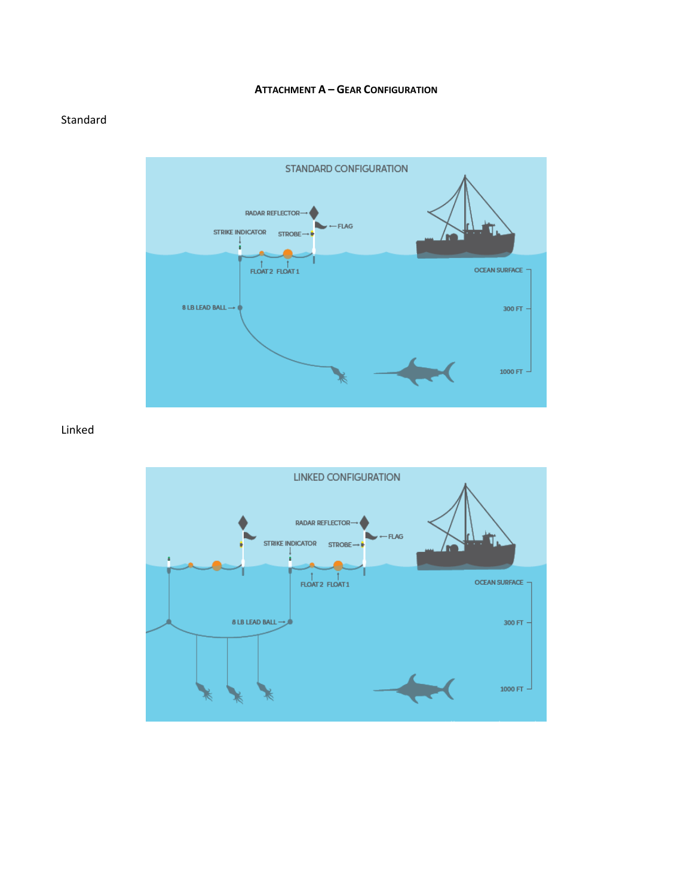**ATTACHMENT A – GEAR CONFIGURATION**

Standard

Linked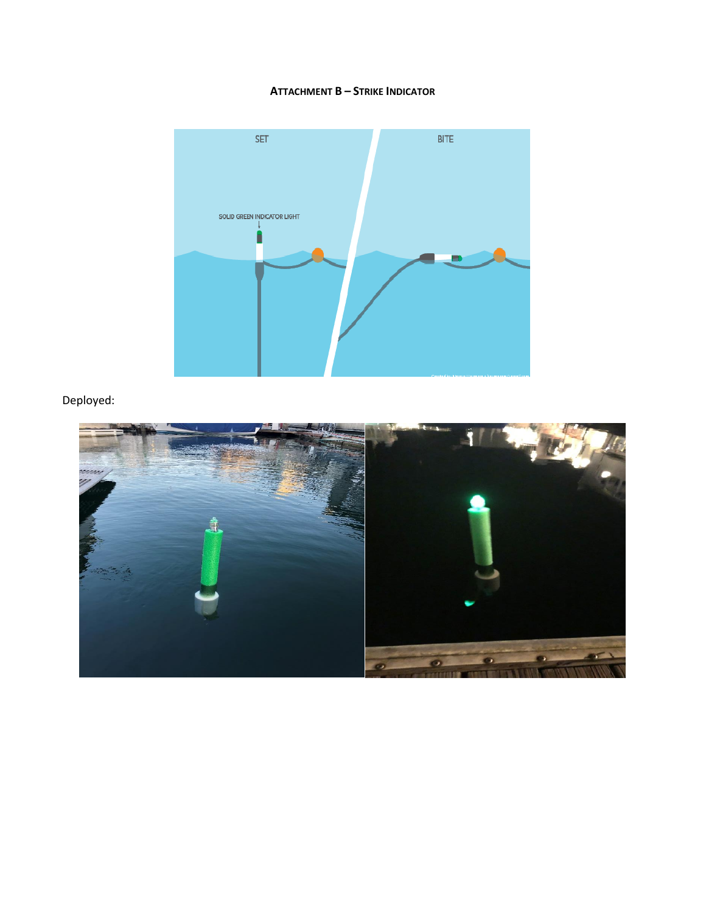**Attachment B – Strike Indicator**

Deployed: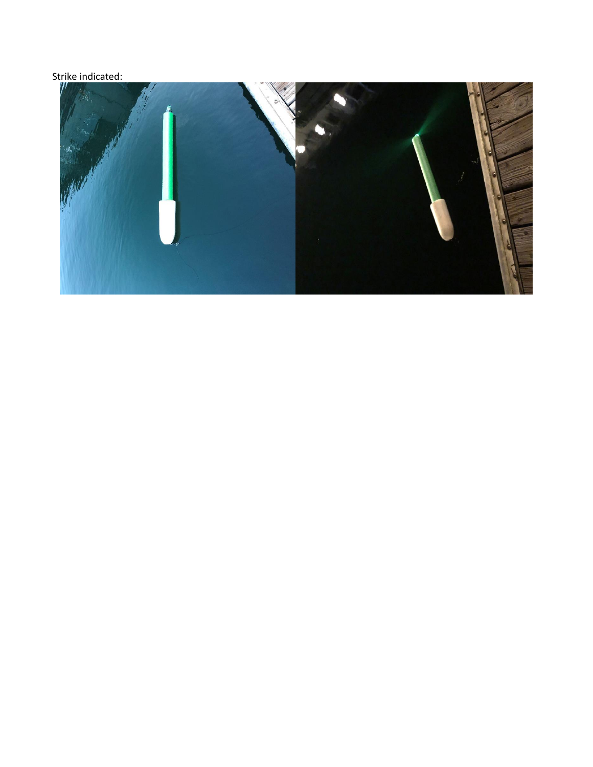Strike indicated: